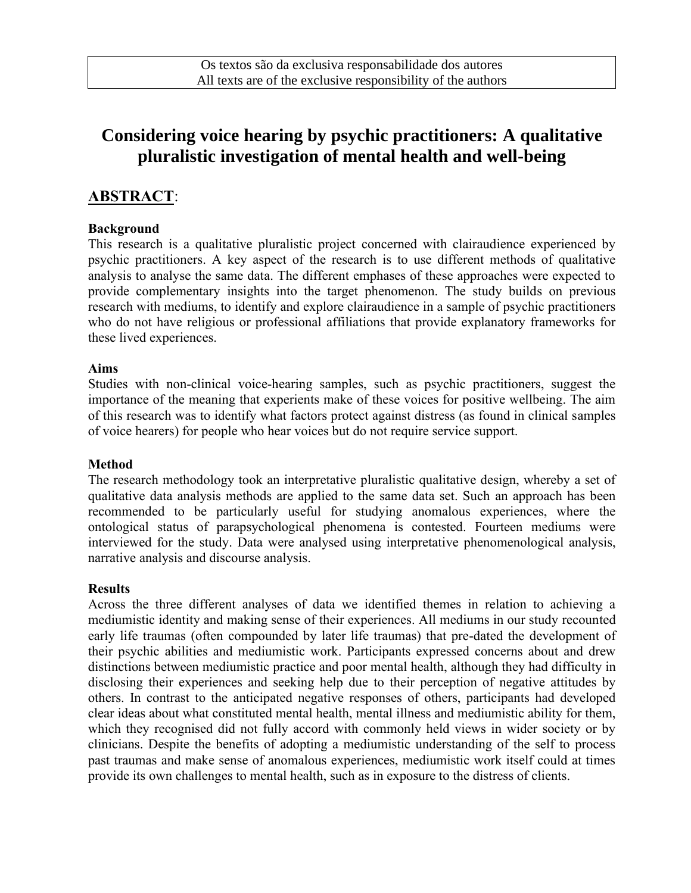Os textos são da exclusiva responsabilidade dos autores
All texts are of the exclusive responsibility of the authors

# Considering voice hearing by psychic practitioners: A qualitative pluralistic investigation of mental health and well-being

## ABSTRACT:

**Background**

This research is a qualitative pluralistic project concerned with clairaudience experienced by psychic practitioners. A key aspect of the research is to use different methods of qualitative analysis to analyse the same data. The different emphases of these approaches were expected to provide complementary insights into the target phenomenon. The study builds on previous research with mediums, to identify and explore clairaudience in a sample of psychic practitioners who do not have religious or professional affiliations that provide explanatory frameworks for these lived experiences.

**Aims**

Studies with non-clinical voice-hearing samples, such as psychic practitioners, suggest the importance of the meaning that experients make of these voices for positive wellbeing. The aim of this research was to identify what factors protect against distress (as found in clinical samples of voice hearers) for people who hear voices but do not require service support.

**Method**

The research methodology took an interpretative pluralistic qualitative design, whereby a set of qualitative data analysis methods are applied to the same data set. Such an approach has been recommended to be particularly useful for studying anomalous experiences, where the ontological status of parapsychological phenomena is contested. Fourteen mediums were interviewed for the study. Data were analysed using interpretative phenomenological analysis, narrative analysis and discourse analysis.

**Results**

Across the three different analyses of data we identified themes in relation to achieving a mediumistic identity and making sense of their experiences. All mediums in our study recounted early life traumas (often compounded by later life traumas) that pre-dated the development of their psychic abilities and mediumistic work. Participants expressed concerns about and drew distinctions between mediumistic practice and poor mental health, although they had difficulty in disclosing their experiences and seeking help due to their perception of negative attitudes by others. In contrast to the anticipated negative responses of others, participants had developed clear ideas about what constituted mental health, mental illness and mediumistic ability for them, which they recognised did not fully accord with commonly held views in wider society or by clinicians. Despite the benefits of adopting a mediumistic understanding of the self to process past traumas and make sense of anomalous experiences, mediumistic work itself could at times provide its own challenges to mental health, such as in exposure to the distress of clients.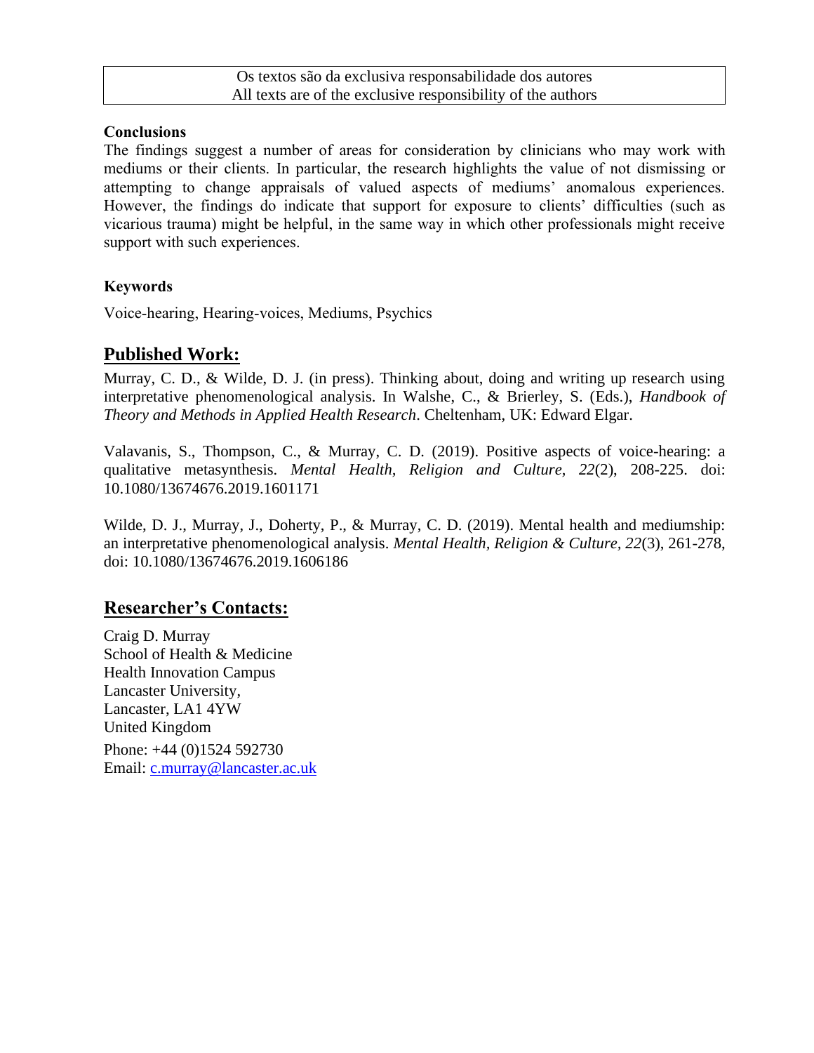Os textos são da exclusiva responsabilidade dos autores
All texts are of the exclusive responsibility of the authors

**Conclusions**

The findings suggest a number of areas for consideration by clinicians who may work with mediums or their clients. In particular, the research highlights the value of not dismissing or attempting to change appraisals of valued aspects of mediums' anomalous experiences. However, the findings do indicate that support for exposure to clients' difficulties (such as vicarious trauma) might be helpful, in the same way in which other professionals might receive support with such experiences.

**Keywords**

Voice-hearing, Hearing-voices, Mediums, Psychics

## Published Work:

Murray, C. D., & Wilde, D. J. (in press). Thinking about, doing and writing up research using interpretative phenomenological analysis. In Walshe, C., & Brierley, S. (Eds.), *Handbook of Theory and Methods in Applied Health Research*. Cheltenham, UK: Edward Elgar.

Valavanis, S., Thompson, C., & Murray, C. D. (2019). Positive aspects of voice-hearing: a qualitative metasynthesis. *Mental Health, Religion and Culture, 22*(2), 208-225. doi: 10.1080/13674676.2019.1601171

Wilde, D. J., Murray, J., Doherty, P., & Murray, C. D. (2019). Mental health and mediumship: an interpretative phenomenological analysis. *Mental Health, Religion & Culture, 22*(3), 261-278, doi: 10.1080/13674676.2019.1606186

## Researcher's Contacts:

Craig D. Murray
School of Health & Medicine
Health Innovation Campus
Lancaster University,
Lancaster, LA1 4YW
United Kingdom
Phone: +44 (0)1524 592730
Email: c.murray@lancaster.ac.uk